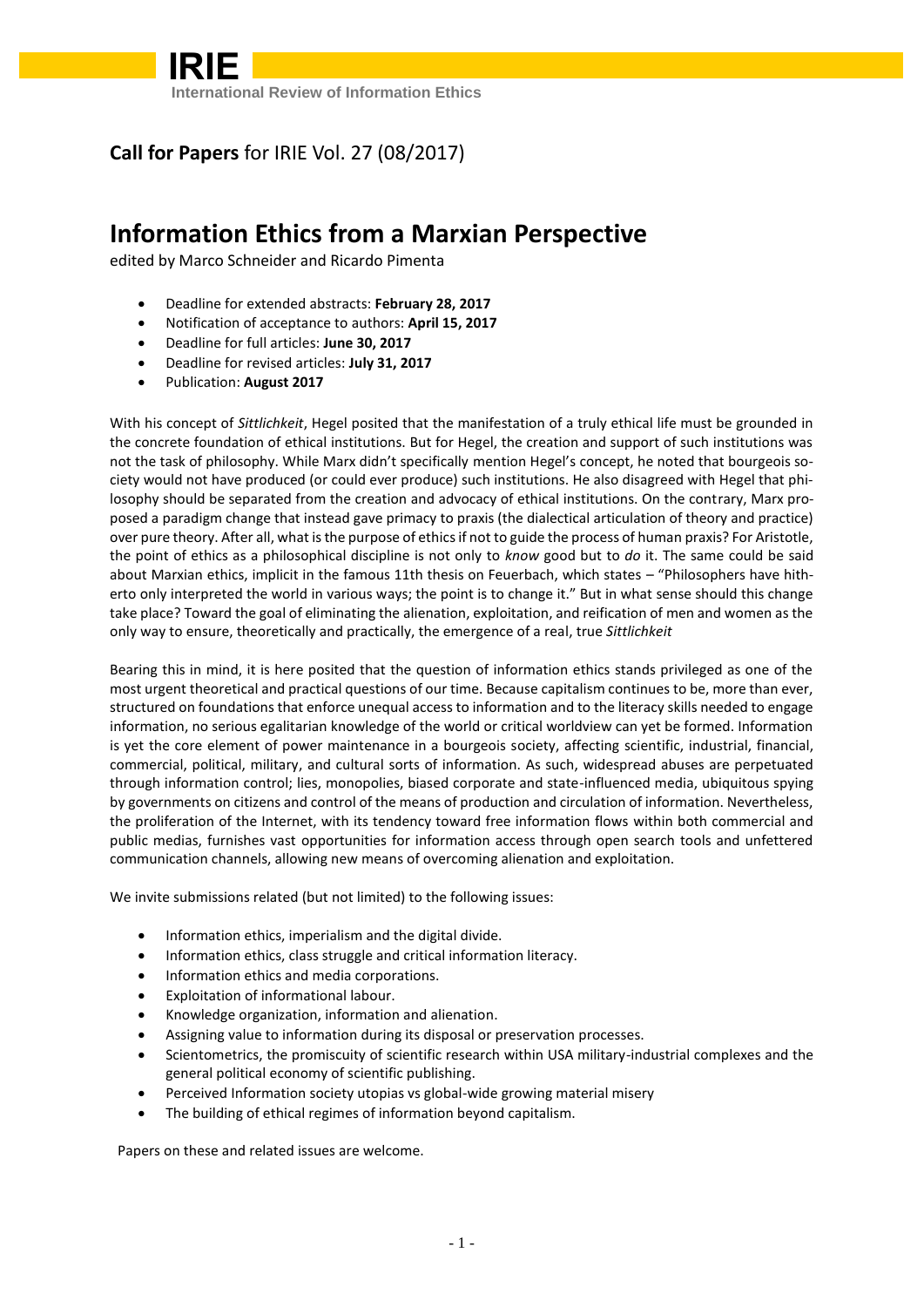**IRIE**
International Review of Information Ethics

**Call for Papers** for IRIE Vol. 27 (08/2017)

# Information Ethics from a Marxian Perspective

edited by Marco Schneider and Ricardo Pimenta

- Deadline for extended abstracts: **February 28, 2017**
- Notification of acceptance to authors: **April 15, 2017**
- Deadline for full articles: **June 30, 2017**
- Deadline for revised articles: **July 31, 2017**
- Publication: **August 2017**

With his concept of *Sittlichkeit*, Hegel posited that the manifestation of a truly ethical life must be grounded in the concrete foundation of ethical institutions. But for Hegel, the creation and support of such institutions was not the task of philosophy. While Marx didn't specifically mention Hegel's concept, he noted that bourgeois society would not have produced (or could ever produce) such institutions. He also disagreed with Hegel that philosophy should be separated from the creation and advocacy of ethical institutions. On the contrary, Marx proposed a paradigm change that instead gave primacy to praxis (the dialectical articulation of theory and practice) over pure theory. After all, what is the purpose of ethics if not to guide the process of human praxis? For Aristotle, the point of ethics as a philosophical discipline is not only to *know* good but to *do* it. The same could be said about Marxian ethics, implicit in the famous 11th thesis on Feuerbach, which states – "Philosophers have hitherto only interpreted the world in various ways; the point is to change it." But in what sense should this change take place? Toward the goal of eliminating the alienation, exploitation, and reification of men and women as the only way to ensure, theoretically and practically, the emergence of a real, true *Sittlichkeit*

Bearing this in mind, it is here posited that the question of information ethics stands privileged as one of the most urgent theoretical and practical questions of our time. Because capitalism continues to be, more than ever, structured on foundations that enforce unequal access to information and to the literacy skills needed to engage information, no serious egalitarian knowledge of the world or critical worldview can yet be formed. Information is yet the core element of power maintenance in a bourgeois society, affecting scientific, industrial, financial, commercial, political, military, and cultural sorts of information. As such, widespread abuses are perpetuated through information control; lies, monopolies, biased corporate and state-influenced media, ubiquitous spying by governments on citizens and control of the means of production and circulation of information. Nevertheless, the proliferation of the Internet, with its tendency toward free information flows within both commercial and public medias, furnishes vast opportunities for information access through open search tools and unfettered communication channels, allowing new means of overcoming alienation and exploitation.

We invite submissions related (but not limited) to the following issues:

- Information ethics, imperialism and the digital divide.
- Information ethics, class struggle and critical information literacy.
- Information ethics and media corporations.
- Exploitation of informational labour.
- Knowledge organization, information and alienation.
- Assigning value to information during its disposal or preservation processes.
- Scientometrics, the promiscuity of scientific research within USA military-industrial complexes and the general political economy of scientific publishing.
- Perceived Information society utopias vs global-wide growing material misery
- The building of ethical regimes of information beyond capitalism.

Papers on these and related issues are welcome.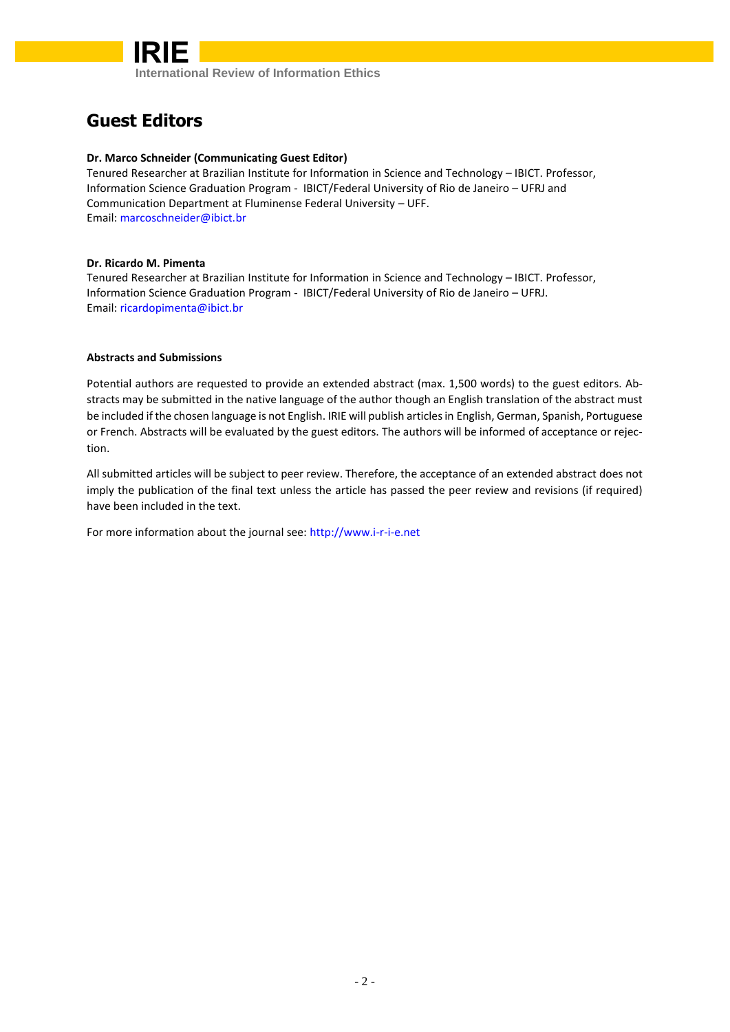## Guest Editors

**Dr. Marco Schneider (Communicating Guest Editor)**
Tenured Researcher at Brazilian Institute for Information in Science and Technology – IBICT. Professor, Information Science Graduation Program - IBICT/Federal University of Rio de Janeiro – UFRJ and Communication Department at Fluminense Federal University – UFF.
Email: marcoschneider@ibict.br

**Dr. Ricardo M. Pimenta**
Tenured Researcher at Brazilian Institute for Information in Science and Technology – IBICT. Professor, Information Science Graduation Program - IBICT/Federal University of Rio de Janeiro – UFRJ.
Email: ricardopimenta@ibict.br

**Abstracts and Submissions**

Potential authors are requested to provide an extended abstract (max. 1,500 words) to the guest editors. Abstracts may be submitted in the native language of the author though an English translation of the abstract must be included if the chosen language is not English. IRIE will publish articles in English, German, Spanish, Portuguese or French. Abstracts will be evaluated by the guest editors. The authors will be informed of acceptance or rejection.

All submitted articles will be subject to peer review. Therefore, the acceptance of an extended abstract does not imply the publication of the final text unless the article has passed the peer review and revisions (if required) have been included in the text.

For more information about the journal see: http://www.i-r-i-e.net